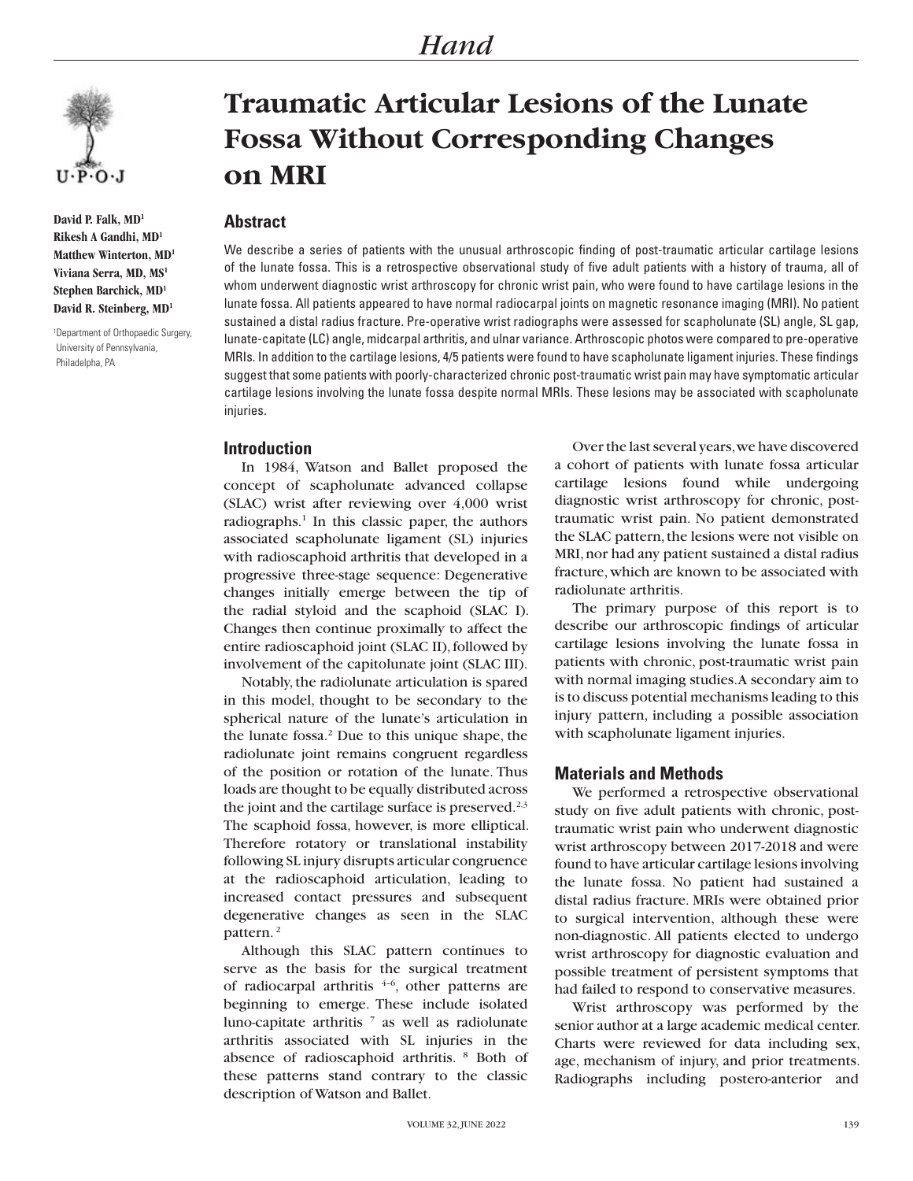# Traumatic Articular Lesions of the Lunate Fossa Without Corresponding Changes on MRI

David P. Falk, MD[1]
Rikesh A Gandhi, MD[1]
Matthew Winterton, MD[1]
Viviana Serra, MD, MS[1]
Stephen Barchick, MD[1]
David R. Steinberg, MD[1]

[1]Department of Orthopaedic Surgery, University of Pennsylvania, Philadelphia, PA

## Abstract

We describe a series of patients with the unusual arthroscopic finding of post-traumatic articular cartilage lesions of the lunate fossa. This is a retrospective observational study of five adult patients with a history of trauma, all of whom underwent diagnostic wrist arthroscopy for chronic wrist pain, who were found to have cartilage lesions in the lunate fossa. All patients appeared to have normal radiocarpal joints on magnetic resonance imaging (MRI). No patient sustained a distal radius fracture. Pre-operative wrist radiographs were assessed for scapholunate (SL) angle, SL gap, lunate-capitate (LC) angle, midcarpal arthritis, and ulnar variance. Arthroscopic photos were compared to pre-operative MRIs. In addition to the cartilage lesions, 4/5 patients were found to have scapholunate ligament injuries. These findings suggest that some patients with poorly-characterized chronic post-traumatic wrist pain may have symptomatic articular cartilage lesions involving the lunate fossa despite normal MRIs. These lesions may be associated with scapholunate injuries.

## Introduction

In 1984, Watson and Ballet proposed the concept of scapholunate advanced collapse (SLAC) wrist after reviewing over 4,000 wrist radiographs.[1] In this classic paper, the authors associated scapholunate ligament (SL) injuries with radioscaphoid arthritis that developed in a progressive three-stage sequence: Degenerative changes initially emerge between the tip of the radial styloid and the scaphoid (SLAC I). Changes then continue proximally to affect the entire radioscaphoid joint (SLAC II), followed by involvement of the capitolunate joint (SLAC III).

Notably, the radiolunate articulation is spared in this model, thought to be secondary to the spherical nature of the lunate's articulation in the lunate fossa.[2] Due to this unique shape, the radiolunate joint remains congruent regardless of the position or rotation of the lunate. Thus loads are thought to be equally distributed across the joint and the cartilage surface is preserved.[2,3] The scaphoid fossa, however, is more elliptical. Therefore rotatory or translational instability following SL injury disrupts articular congruence at the radioscaphoid articulation, leading to increased contact pressures and subsequent degenerative changes as seen in the SLAC pattern.[2]

Although this SLAC pattern continues to serve as the basis for the surgical treatment of radiocarpal arthritis [4–6], other patterns are beginning to emerge. These include isolated luno-capitate arthritis [7] as well as radiolunate arthritis associated with SL injuries in the absence of radioscaphoid arthritis.[8] Both of these patterns stand contrary to the classic description of Watson and Ballet.

Over the last several years, we have discovered a cohort of patients with lunate fossa articular cartilage lesions found while undergoing diagnostic wrist arthroscopy for chronic, post-traumatic wrist pain. No patient demonstrated the SLAC pattern, the lesions were not visible on MRI, nor had any patient sustained a distal radius fracture, which are known to be associated with radiolunate arthritis.

The primary purpose of this report is to describe our arthroscopic findings of articular cartilage lesions involving the lunate fossa in patients with chronic, post-traumatic wrist pain with normal imaging studies.A secondary aim to is to discuss potential mechanisms leading to this injury pattern, including a possible association with scapholunate ligament injuries.

## Materials and Methods

We performed a retrospective observational study on five adult patients with chronic, post-traumatic wrist pain who underwent diagnostic wrist arthroscopy between 2017-2018 and were found to have articular cartilage lesions involving the lunate fossa. No patient had sustained a distal radius fracture. MRIs were obtained prior to surgical intervention, although these were non-diagnostic. All patients elected to undergo wrist arthroscopy for diagnostic evaluation and possible treatment of persistent symptoms that had failed to respond to conservative measures.

Wrist arthroscopy was performed by the senior author at a large academic medical center. Charts were reviewed for data including sex, age, mechanism of injury, and prior treatments. Radiographs including postero-anterior and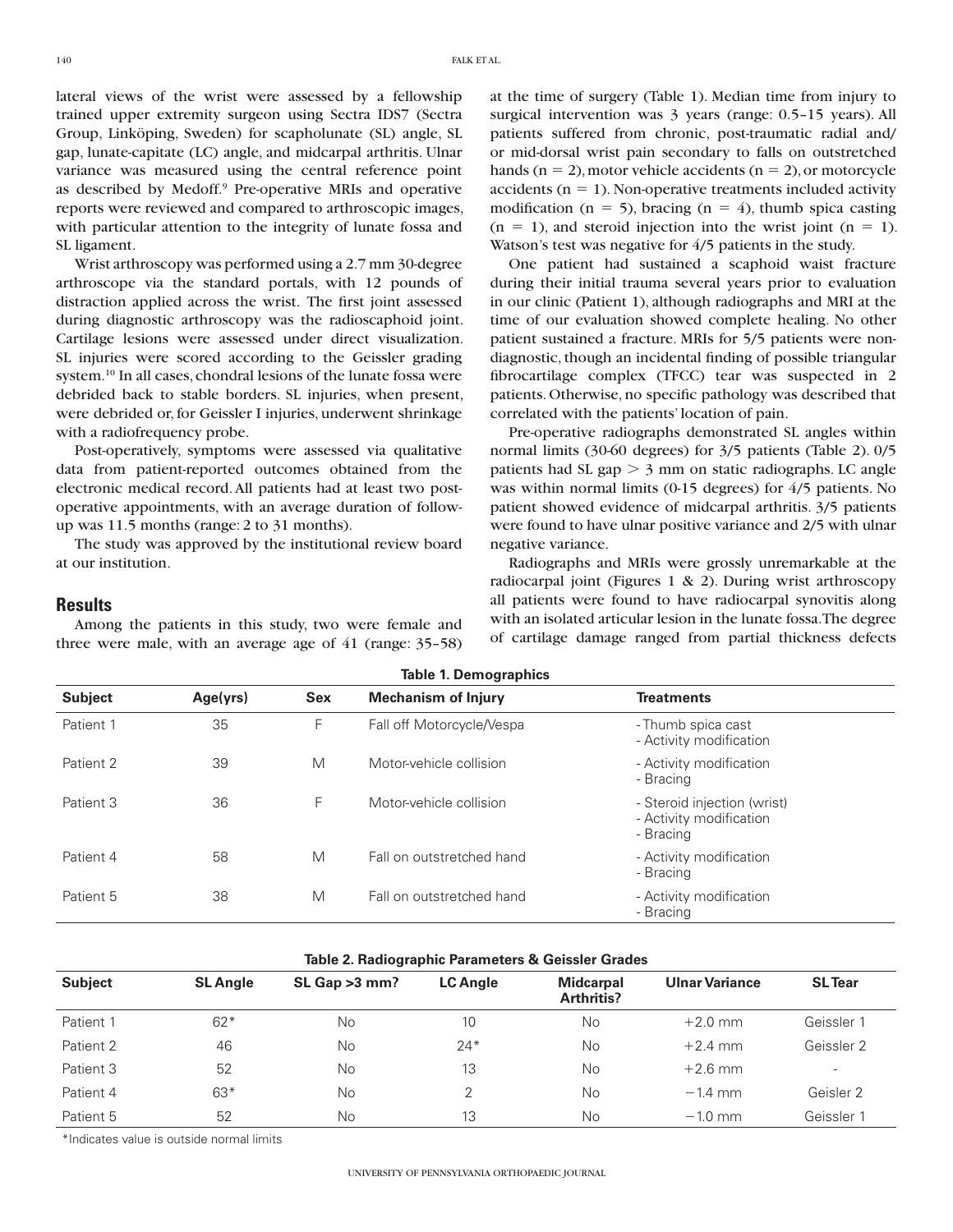lateral views of the wrist were assessed by a fellowship trained upper extremity surgeon using Sectra IDS7 (Sectra Group, Linköping, Sweden) for scapholunate (SL) angle, SL gap, lunate-capitate (LC) angle, and midcarpal arthritis. Ulnar variance was measured using the central reference point as described by Medoff.[9] Pre-operative MRIs and operative reports were reviewed and compared to arthroscopic images, with particular attention to the integrity of lunate fossa and SL ligament.

Wrist arthroscopy was performed using a 2.7 mm 30-degree arthroscope via the standard portals, with 12 pounds of distraction applied across the wrist. The first joint assessed during diagnostic arthroscopy was the radioscaphoid joint. Cartilage lesions were assessed under direct visualization. SL injuries were scored according to the Geissler grading system.[10] In all cases, chondral lesions of the lunate fossa were debrided back to stable borders. SL injuries, when present, were debrided or, for Geissler I injuries, underwent shrinkage with a radiofrequency probe.

Post-operatively, symptoms were assessed via qualitative data from patient-reported outcomes obtained from the electronic medical record. All patients had at least two post-operative appointments, with an average duration of follow-up was 11.5 months (range: 2 to 31 months).

The study was approved by the institutional review board at our institution.

## Results

Among the patients in this study, two were female and three were male, with an average age of 41 (range: 35–58) at the time of surgery (Table 1). Median time from injury to surgical intervention was 3 years (range: 0.5–15 years). All patients suffered from chronic, post-traumatic radial and/or mid-dorsal wrist pain secondary to falls on outstretched hands (n = 2), motor vehicle accidents (n = 2), or motorcycle accidents (n = 1). Non-operative treatments included activity modification (n = 5), bracing (n = 4), thumb spica casting (n = 1), and steroid injection into the wrist joint (n = 1). Watson's test was negative for 4/5 patients in the study.

One patient had sustained a scaphoid waist fracture during their initial trauma several years prior to evaluation in our clinic (Patient 1), although radiographs and MRI at the time of our evaluation showed complete healing. No other patient sustained a fracture. MRIs for 5/5 patients were non-diagnostic, though an incidental finding of possible triangular fibrocartilage complex (TFCC) tear was suspected in 2 patients. Otherwise, no specific pathology was described that correlated with the patients' location of pain.

Pre-operative radiographs demonstrated SL angles within normal limits (30-60 degrees) for 3/5 patients (Table 2). 0/5 patients had SL gap > 3 mm on static radiographs. LC angle was within normal limits (0-15 degrees) for 4/5 patients. No patient showed evidence of midcarpal arthritis. 3/5 patients were found to have ulnar positive variance and 2/5 with ulnar negative variance.

Radiographs and MRIs were grossly unremarkable at the radiocarpal joint (Figures 1 & 2). During wrist arthroscopy all patients were found to have radiocarpal synovitis along with an isolated articular lesion in the lunate fossa. The degree of cartilage damage ranged from partial thickness defects

**Table 1. Demographics**

| Subject | Age(yrs) | Sex | Mechanism of Injury | Treatments |
|---|---|---|---|---|
| Patient 1 | 35 | F | Fall off Motorcycle/Vespa | - Thumb spica cast<br>- Activity modification |
| Patient 2 | 39 | M | Motor-vehicle collision | - Activity modification<br>- Bracing |
| Patient 3 | 36 | F | Motor-vehicle collision | - Steroid injection (wrist)<br>- Activity modification<br>- Bracing |
| Patient 4 | 58 | M | Fall on outstretched hand | - Activity modification<br>- Bracing |
| Patient 5 | 38 | M | Fall on outstretched hand | - Activity modification<br>- Bracing |

**Table 2. Radiographic Parameters & Geissler Grades**

| Subject | SL Angle | SL Gap >3 mm? | LC Angle | Midcarpal Arthritis? | Ulnar Variance | SL Tear |
|---|---|---|---|---|---|---|
| Patient 1 | 62* | No | 10 | No | +2.0 mm | Geissler 1 |
| Patient 2 | 46 | No | 24* | No | +2.4 mm | Geissler 2 |
| Patient 3 | 52 | No | 13 | No | +2.6 mm | - |
| Patient 4 | 63* | No | 2 | No | −1.4 mm | Geisler 2 |
| Patient 5 | 52 | No | 13 | No | −1.0 mm | Geissler 1 |

*Indicates value is outside normal limits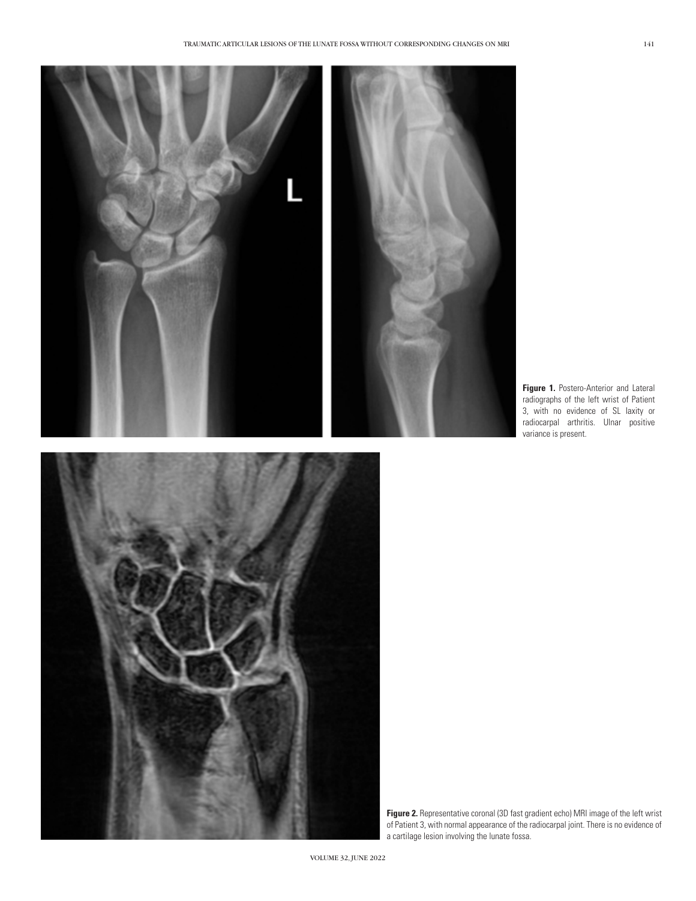**Figure 1.** Postero-Anterior and Lateral radiographs of the left wrist of Patient 3, with no evidence of SL laxity or radiocarpal arthritis. Ulnar positive variance is present.

**Figure 2.** Representative coronal (3D fast gradient echo) MRI image of the left wrist of Patient 3, with normal appearance of the radiocarpal joint. There is no evidence of a cartilage lesion involving the lunate fossa.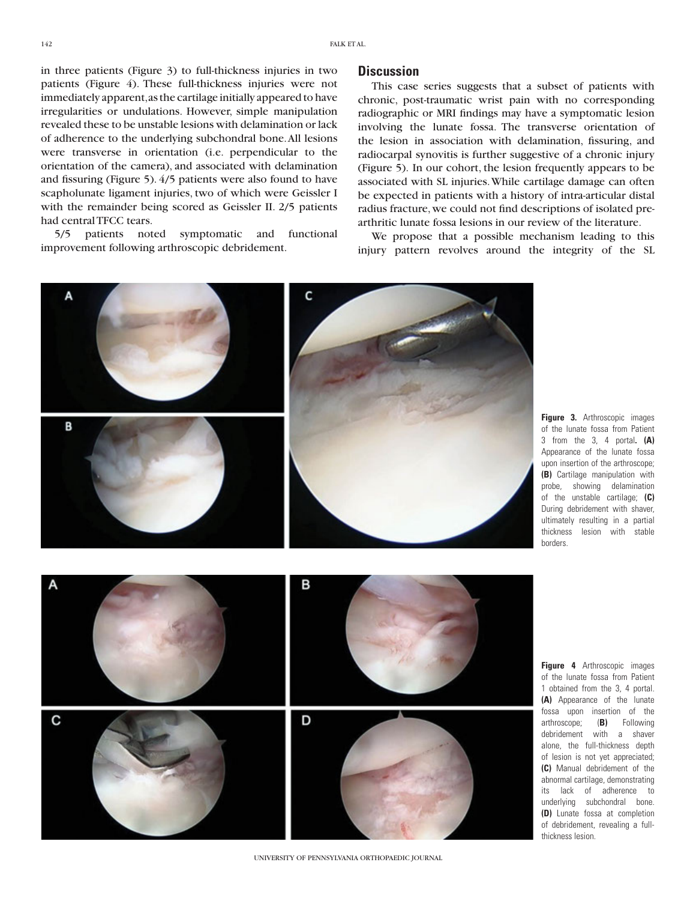in three patients (Figure 3) to full-thickness injuries in two patients (Figure 4). These full-thickness injuries were not immediately apparent, as the cartilage initially appeared to have irregularities or undulations. However, simple manipulation revealed these to be unstable lesions with delamination or lack of adherence to the underlying subchondral bone. All lesions were transverse in orientation (i.e. perpendicular to the orientation of the camera), and associated with delamination and fissuring (Figure 5). 4/5 patients were also found to have scapholunate ligament injuries, two of which were Geissler I with the remainder being scored as Geissler II. 2/5 patients had central TFCC tears.

5/5 patients noted symptomatic and functional improvement following arthroscopic debridement.

## Discussion

This case series suggests that a subset of patients with chronic, post-traumatic wrist pain with no corresponding radiographic or MRI findings may have a symptomatic lesion involving the lunate fossa. The transverse orientation of the lesion in association with delamination, fissuring, and radiocarpal synovitis is further suggestive of a chronic injury (Figure 5). In our cohort, the lesion frequently appears to be associated with SL injuries. While cartilage damage can often be expected in patients with a history of intra-articular distal radius fracture, we could not find descriptions of isolated pre-arthritic lunate fossa lesions in our review of the literature.

We propose that a possible mechanism leading to this injury pattern revolves around the integrity of the SL

**Figure 3.** Arthroscopic images of the lunate fossa from Patient 3 from the 3, 4 portal. **(A)** Appearance of the lunate fossa upon insertion of the arthroscope; **(B)** Cartilage manipulation with probe, showing delamination of the unstable cartilage; **(C)** During debridement with shaver, ultimately resulting in a partial thickness lesion with stable borders.

**Figure 4** Arthroscopic images of the lunate fossa from Patient 1 obtained from the 3, 4 portal. **(A)** Appearance of the lunate fossa upon insertion of the arthroscope; **(B)** Following debridement with a shaver alone, the full-thickness depth of lesion is not yet appreciated; **(C)** Manual debridement of the abnormal cartilage, demonstrating its lack of adherence to underlying subchondral bone. **(D)** Lunate fossa at completion of debridement, revealing a full-thickness lesion.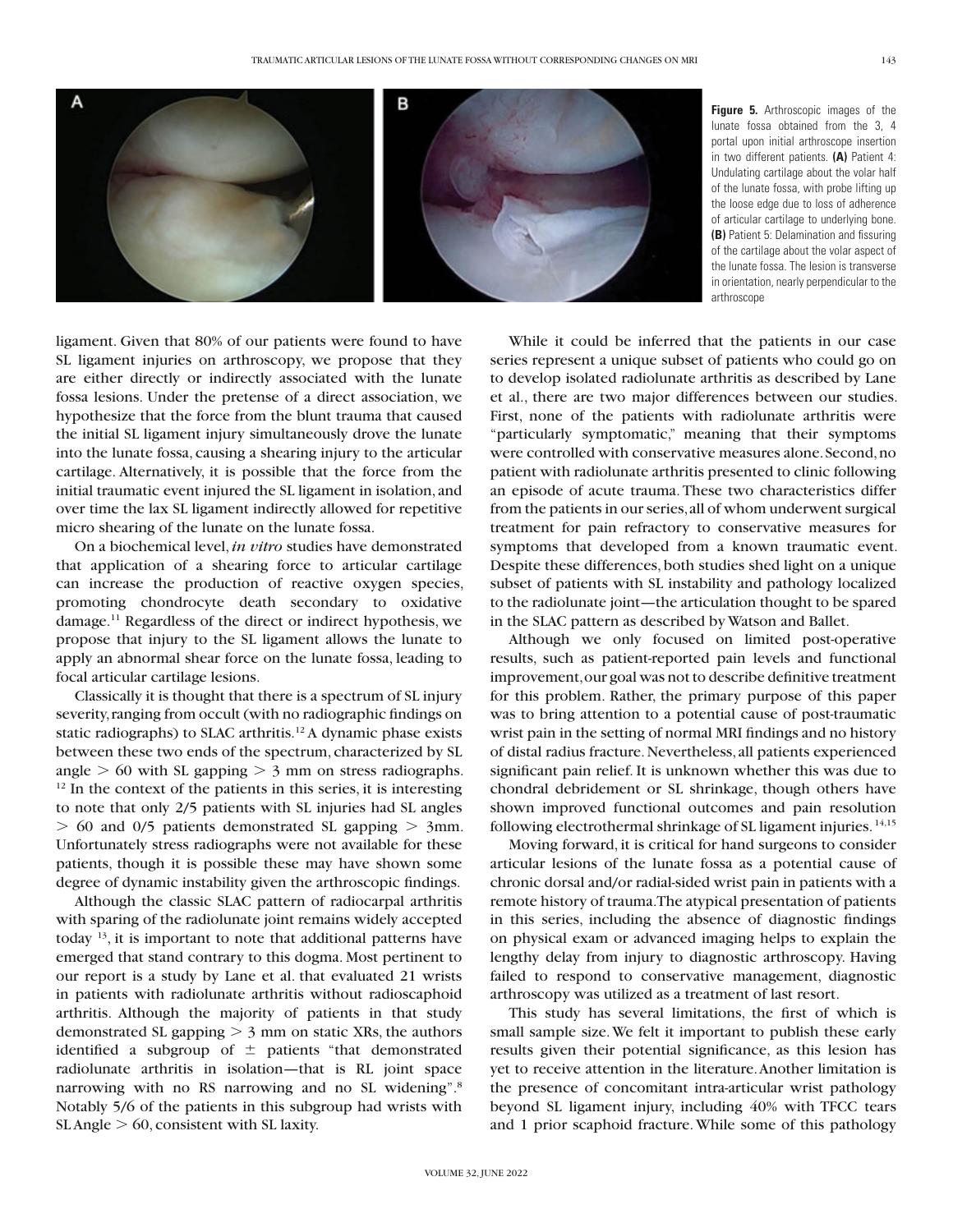**Figure 5.** Arthroscopic images of the lunate fossa obtained from the 3, 4 portal upon initial arthroscope insertion in two different patients. **(A)** Patient 4: Undulating cartilage about the volar half of the lunate fossa, with probe lifting up the loose edge due to loss of adherence of articular cartilage to underlying bone. **(B)** Patient 5: Delamination and fissuring of the cartilage about the volar aspect of the lunate fossa. The lesion is transverse in orientation, nearly perpendicular to the arthroscope

ligament. Given that 80% of our patients were found to have SL ligament injuries on arthroscopy, we propose that they are either directly or indirectly associated with the lunate fossa lesions. Under the pretense of a direct association, we hypothesize that the force from the blunt trauma that caused the initial SL ligament injury simultaneously drove the lunate into the lunate fossa, causing a shearing injury to the articular cartilage. Alternatively, it is possible that the force from the initial traumatic event injured the SL ligament in isolation, and over time the lax SL ligament indirectly allowed for repetitive micro shearing of the lunate on the lunate fossa.

On a biochemical level, *in vitro* studies have demonstrated that application of a shearing force to articular cartilage can increase the production of reactive oxygen species, promoting chondrocyte death secondary to oxidative damage.[11] Regardless of the direct or indirect hypothesis, we propose that injury to the SL ligament allows the lunate to apply an abnormal shear force on the lunate fossa, leading to focal articular cartilage lesions.

Classically it is thought that there is a spectrum of SL injury severity, ranging from occult (with no radiographic findings on static radiographs) to SLAC arthritis.[12] A dynamic phase exists between these two ends of the spectrum, characterized by SL angle $> 60$ with SL gapping $> 3$ mm on stress radiographs.[12] In the context of the patients in this series, it is interesting to note that only 2/5 patients with SL injuries had SL angles $> 60$ and 0/5 patients demonstrated SL gapping $> 3$mm. Unfortunately stress radiographs were not available for these patients, though it is possible these may have shown some degree of dynamic instability given the arthroscopic findings.

Although the classic SLAC pattern of radiocarpal arthritis with sparing of the radiolunate joint remains widely accepted today [13], it is important to note that additional patterns have emerged that stand contrary to this dogma. Most pertinent to our report is a study by Lane et al. that evaluated 21 wrists in patients with radiolunate arthritis without radioscaphoid arthritis. Although the majority of patients in that study demonstrated SL gapping $> 3$ mm on static XRs, the authors identified a subgroup of ± patients "that demonstrated radiolunate arthritis in isolation—that is RL joint space narrowing with no RS narrowing and no SL widening".[8] Notably 5/6 of the patients in this subgroup had wrists with SL Angle $> 60$, consistent with SL laxity.

While it could be inferred that the patients in our case series represent a unique subset of patients who could go on to develop isolated radiolunate arthritis as described by Lane et al., there are two major differences between our studies. First, none of the patients with radiolunate arthritis were "particularly symptomatic," meaning that their symptoms were controlled with conservative measures alone. Second, no patient with radiolunate arthritis presented to clinic following an episode of acute trauma. These two characteristics differ from the patients in our series, all of whom underwent surgical treatment for pain refractory to conservative measures for symptoms that developed from a known traumatic event. Despite these differences, both studies shed light on a unique subset of patients with SL instability and pathology localized to the radiolunate joint—the articulation thought to be spared in the SLAC pattern as described by Watson and Ballet.

Although we only focused on limited post-operative results, such as patient-reported pain levels and functional improvement, our goal was not to describe definitive treatment for this problem. Rather, the primary purpose of this paper was to bring attention to a potential cause of post-traumatic wrist pain in the setting of normal MRI findings and no history of distal radius fracture. Nevertheless, all patients experienced significant pain relief. It is unknown whether this was due to chondral debridement or SL shrinkage, though others have shown improved functional outcomes and pain resolution following electrothermal shrinkage of SL ligament injuries.[14,15]

Moving forward, it is critical for hand surgeons to consider articular lesions of the lunate fossa as a potential cause of chronic dorsal and/or radial-sided wrist pain in patients with a remote history of trauma. The atypical presentation of patients in this series, including the absence of diagnostic findings on physical exam or advanced imaging helps to explain the lengthy delay from injury to diagnostic arthroscopy. Having failed to respond to conservative management, diagnostic arthroscopy was utilized as a treatment of last resort.

This study has several limitations, the first of which is small sample size. We felt it important to publish these early results given their potential significance, as this lesion has yet to receive attention in the literature. Another limitation is the presence of concomitant intra-articular wrist pathology beyond SL ligament injury, including 40% with TFCC tears and 1 prior scaphoid fracture. While some of this pathology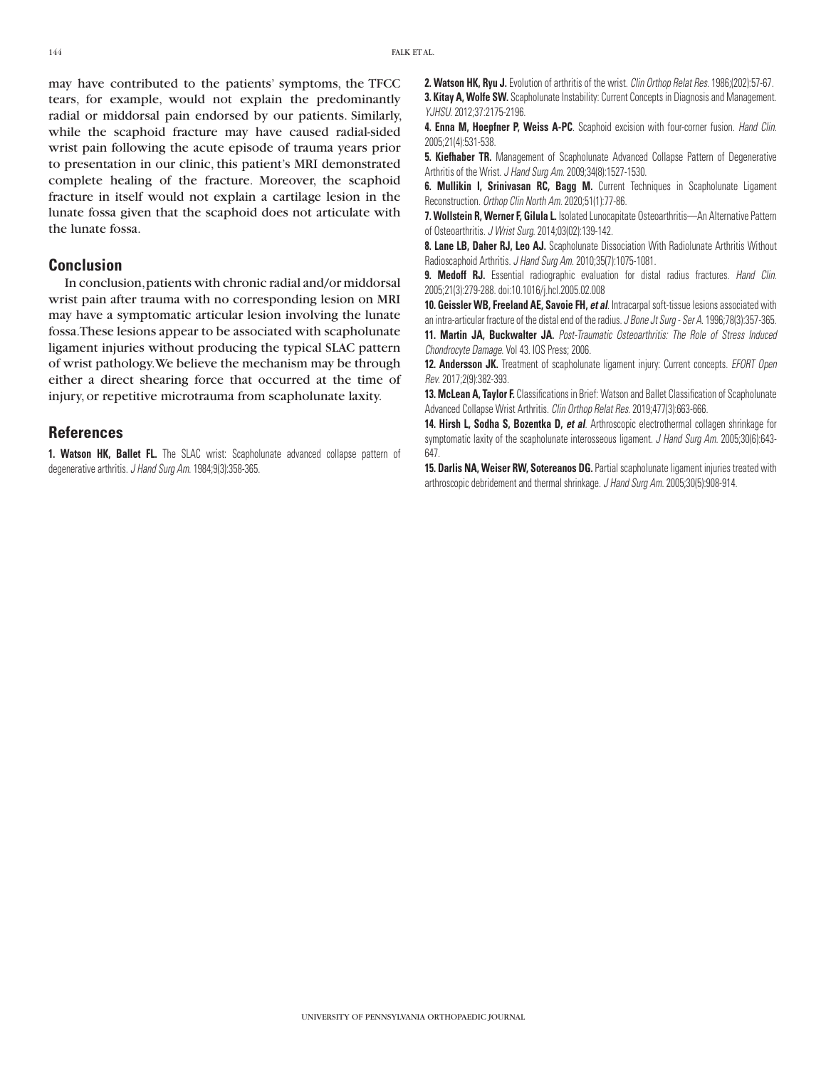may have contributed to the patients' symptoms, the TFCC tears, for example, would not explain the predominantly radial or middorsal pain endorsed by our patients. Similarly, while the scaphoid fracture may have caused radial-sided wrist pain following the acute episode of trauma years prior to presentation in our clinic, this patient's MRI demonstrated complete healing of the fracture. Moreover, the scaphoid fracture in itself would not explain a cartilage lesion in the lunate fossa given that the scaphoid does not articulate with the lunate fossa.

## Conclusion

In conclusion, patients with chronic radial and/or middorsal wrist pain after trauma with no corresponding lesion on MRI may have a symptomatic articular lesion involving the lunate fossa. These lesions appear to be associated with scapholunate ligament injuries without producing the typical SLAC pattern of wrist pathology. We believe the mechanism may be through either a direct shearing force that occurred at the time of injury, or repetitive microtrauma from scapholunate laxity.

## References

**1. Watson HK, Ballet FL.** The SLAC wrist: Scapholunate advanced collapse pattern of degenerative arthritis. *J Hand Surg Am.* 1984;9(3):358-365.

**2. Watson HK, Ryu J.** Evolution of arthritis of the wrist. *Clin Orthop Relat Res.* 1986;(202):57-67.

**3. Kitay A, Wolfe SW.** Scapholunate Instability: Current Concepts in Diagnosis and Management. *YJHSU.* 2012;37:2175-2196.

**4. Enna M, Hoepfner P, Weiss A-PC**. Scaphoid excision with four-corner fusion. *Hand Clin.* 2005;21(4):531-538.

**5. Kiefhaber TR.** Management of Scapholunate Advanced Collapse Pattern of Degenerative Arthritis of the Wrist. *J Hand Surg Am.* 2009;34(8):1527-1530.

**6. Mullikin I, Srinivasan RC, Bagg M.** Current Techniques in Scapholunate Ligament Reconstruction. *Orthop Clin North Am.* 2020;51(1):77-86.

**7. Wollstein R, Werner F, Gilula L.** Isolated Lunocapitate Osteoarthritis—An Alternative Pattern of Osteoarthritis. *J Wrist Surg.* 2014;03(02):139-142.

**8. Lane LB, Daher RJ, Leo AJ.** Scapholunate Dissociation With Radiolunate Arthritis Without Radioscaphoid Arthritis. *J Hand Surg Am.* 2010;35(7):1075-1081.

**9. Medoff RJ.** Essential radiographic evaluation for distal radius fractures. *Hand Clin.* 2005;21(3):279-288. doi:10.1016/j.hcl.2005.02.008

**10. Geissler WB, Freeland AE, Savoie FH, *et al*.** Intracarpal soft-tissue lesions associated with an intra-articular fracture of the distal end of the radius. *J Bone Jt Surg - Ser A.* 1996;78(3):357-365.

**11. Martin JA, Buckwalter JA.** *Post-Traumatic Osteoarthritis: The Role of Stress Induced Chondrocyte Damage.* Vol 43. IOS Press; 2006.

**12. Andersson JK.** Treatment of scapholunate ligament injury: Current concepts. *EFORT Open Rev.* 2017;2(9):382-393.

**13. McLean A, Taylor F.** Classifications in Brief: Watson and Ballet Classification of Scapholunate Advanced Collapse Wrist Arthritis. *Clin Orthop Relat Res.* 2019;477(3):663-666.

**14. Hirsh L, Sodha S, Bozentka D, *et al*.** Arthroscopic electrothermal collagen shrinkage for symptomatic laxity of the scapholunate interosseous ligament. *J Hand Surg Am.* 2005;30(6):643-647.

**15. Darlis NA, Weiser RW, Sotereanos DG.** Partial scapholunate ligament injuries treated with arthroscopic debridement and thermal shrinkage. *J Hand Surg Am.* 2005;30(5):908-914.